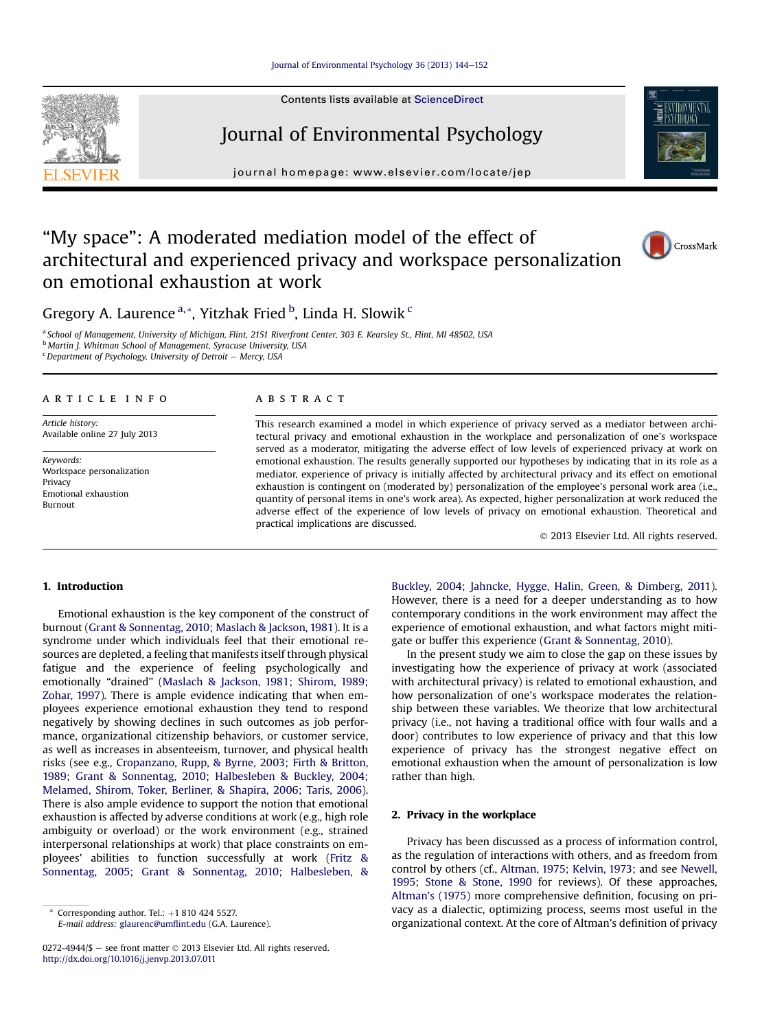# "My space": A moderated mediation model of the effect of architectural and experienced privacy and workspace personalization on emotional exhaustion at work

Gregory A. Laurence [a,*], Yitzhak Fried [b], Linda H. Slowik [c]

[a] School of Management, University of Michigan, Flint, 2151 Riverfront Center, 303 E. Kearsley St., Flint, MI 48502, USA
[b] Martin J. Whitman School of Management, Syracuse University, USA
[c] Department of Psychology, University of Detroit – Mercy, USA

ARTICLE INFO

*Article history:*
Available online 27 July 2013

*Keywords:*
Workspace personalization
Privacy
Emotional exhaustion
Burnout

ABSTRACT

This research examined a model in which experience of privacy served as a mediator between architectural privacy and emotional exhaustion in the workplace and personalization of one's workspace served as a moderator, mitigating the adverse effect of low levels of experienced privacy at work on emotional exhaustion. The results generally supported our hypotheses by indicating that in its role as a mediator, experience of privacy is initially affected by architectural privacy and its effect on emotional exhaustion is contingent on (moderated by) personalization of the employee's personal work area (i.e., quantity of personal items in one's work area). As expected, higher personalization at work reduced the adverse effect of the experience of low levels of privacy on emotional exhaustion. Theoretical and practical implications are discussed.

© 2013 Elsevier Ltd. All rights reserved.

## 1. Introduction

Emotional exhaustion is the key component of the construct of burnout (Grant & Sonnentag, 2010; Maslach & Jackson, 1981). It is a syndrome under which individuals feel that their emotional resources are depleted, a feeling that manifests itself through physical fatigue and the experience of feeling psychologically and emotionally "drained" (Maslach & Jackson, 1981; Shirom, 1989; Zohar, 1997). There is ample evidence indicating that when employees experience emotional exhaustion they tend to respond negatively by showing declines in such outcomes as job performance, organizational citizenship behaviors, or customer service, as well as increases in absenteeism, turnover, and physical health risks (see e.g., Cropanzano, Rupp, & Byrne, 2003; Firth & Britton, 1989; Grant & Sonnentag, 2010; Halbesleben & Buckley, 2004; Melamed, Shirom, Toker, Berliner, & Shapira, 2006; Taris, 2006). There is also ample evidence to support the notion that emotional exhaustion is affected by adverse conditions at work (e.g., high role ambiguity or overload) or the work environment (e.g., strained interpersonal relationships at work) that place constraints on employees' abilities to function successfully at work (Fritz & Sonnentag, 2005; Grant & Sonnentag, 2010; Halbesleben, & Buckley, 2004; Jahncke, Hygge, Halin, Green, & Dimberg, 2011). However, there is a need for a deeper understanding as to how contemporary conditions in the work environment may affect the experience of emotional exhaustion, and what factors might mitigate or buffer this experience (Grant & Sonnentag, 2010).

In the present study we aim to close the gap on these issues by investigating how the experience of privacy at work (associated with architectural privacy) is related to emotional exhaustion, and how personalization of one's workspace moderates the relationship between these variables. We theorize that low architectural privacy (i.e., not having a traditional office with four walls and a door) contributes to low experience of privacy and that this low experience of privacy has the strongest negative effect on emotional exhaustion when the amount of personalization is low rather than high.

## 2. Privacy in the workplace

Privacy has been discussed as a process of information control, as the regulation of interactions with others, and as freedom from control by others (cf., Altman, 1975; Kelvin, 1973; and see Newell, 1995; Stone & Stone, 1990 for reviews). Of these approaches, Altman's (1975) more comprehensive definition, focusing on privacy as a dialectic, optimizing process, seems most useful in the organizational context. At the core of Altman's definition of privacy

---

* Corresponding author. Tel.: +1 810 424 5527.
*E-mail address:* glaurenc@umflint.edu (G.A. Laurence).

0272-4944/$ – see front matter © 2013 Elsevier Ltd. All rights reserved.
http://dx.doi.org/10.1016/j.jenvp.2013.07.011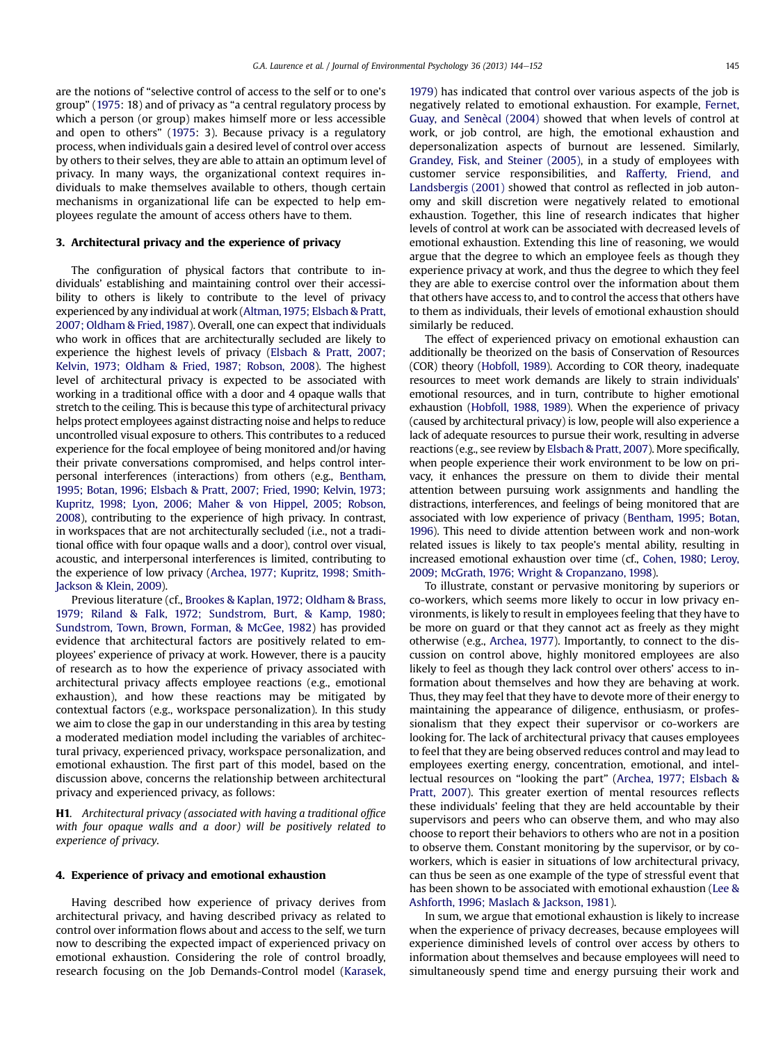are the notions of "selective control of access to the self or to one's group" (1975: 18) and of privacy as "a central regulatory process by which a person (or group) makes himself more or less accessible and open to others" (1975: 3). Because privacy is a regulatory process, when individuals gain a desired level of control over access by others to their selves, they are able to attain an optimum level of privacy. In many ways, the organizational context requires individuals to make themselves available to others, though certain mechanisms in organizational life can be expected to help employees regulate the amount of access others have to them.

## 3. Architectural privacy and the experience of privacy

The configuration of physical factors that contribute to individuals' establishing and maintaining control over their accessibility to others is likely to contribute to the level of privacy experienced by any individual at work (Altman, 1975; Elsbach & Pratt, 2007; Oldham & Fried, 1987). Overall, one can expect that individuals who work in offices that are architecturally secluded are likely to experience the highest levels of privacy (Elsbach & Pratt, 2007; Kelvin, 1973; Oldham & Fried, 1987; Robson, 2008). The highest level of architectural privacy is expected to be associated with working in a traditional office with a door and 4 opaque walls that stretch to the ceiling. This is because this type of architectural privacy helps protect employees against distracting noise and helps to reduce uncontrolled visual exposure to others. This contributes to a reduced experience for the focal employee of being monitored and/or having their private conversations compromised, and helps control interpersonal interferences (interactions) from others (e.g., Bentham, 1995; Botan, 1996; Elsbach & Pratt, 2007; Fried, 1990; Kelvin, 1973; Kupritz, 1998; Lyon, 2006; Maher & von Hippel, 2005; Robson, 2008), contributing to the experience of high privacy. In contrast, in workspaces that are not architecturally secluded (i.e., not a traditional office with four opaque walls and a door), control over visual, acoustic, and interpersonal interferences is limited, contributing to the experience of low privacy (Archea, 1977; Kupritz, 1998; Smith-Jackson & Klein, 2009).

Previous literature (cf., Brookes & Kaplan, 1972; Oldham & Brass, 1979; Riland & Falk, 1972; Sundstrom, Burt, & Kamp, 1980; Sundstrom, Town, Brown, Forman, & McGee, 1982) has provided evidence that architectural factors are positively related to employees' experience of privacy at work. However, there is a paucity of research as to how the experience of privacy associated with architectural privacy affects employee reactions (e.g., emotional exhaustion), and how these reactions may be mitigated by contextual factors (e.g., workspace personalization). In this study we aim to close the gap in our understanding in this area by testing a moderated mediation model including the variables of architectural privacy, experienced privacy, workspace personalization, and emotional exhaustion. The first part of this model, based on the discussion above, concerns the relationship between architectural privacy and experienced privacy, as follows:

**H1**. *Architectural privacy (associated with having a traditional office with four opaque walls and a door) will be positively related to experience of privacy.*

## 4. Experience of privacy and emotional exhaustion

Having described how experience of privacy derives from architectural privacy, and having described privacy as related to control over information flows about and access to the self, we turn now to describing the expected impact of experienced privacy on emotional exhaustion. Considering the role of control broadly, research focusing on the Job Demands-Control model (Karasek, 1979) has indicated that control over various aspects of the job is negatively related to emotional exhaustion. For example, Fernet, Guay, and Senècal (2004) showed that when levels of control at work, or job control, are high, the emotional exhaustion and depersonalization aspects of burnout are lessened. Similarly, Grandey, Fisk, and Steiner (2005), in a study of employees with customer service responsibilities, and Rafferty, Friend, and Landsbergis (2001) showed that control as reflected in job autonomy and skill discretion were negatively related to emotional exhaustion. Together, this line of research indicates that higher levels of control at work can be associated with decreased levels of emotional exhaustion. Extending this line of reasoning, we would argue that the degree to which an employee feels as though they experience privacy at work, and thus the degree to which they feel they are able to exercise control over the information about them that others have access to, and to control the access that others have to them as individuals, their levels of emotional exhaustion should similarly be reduced.

The effect of experienced privacy on emotional exhaustion can additionally be theorized on the basis of Conservation of Resources (COR) theory (Hobfoll, 1989). According to COR theory, inadequate resources to meet work demands are likely to strain individuals' emotional resources, and in turn, contribute to higher emotional exhaustion (Hobfoll, 1988, 1989). When the experience of privacy (caused by architectural privacy) is low, people will also experience a lack of adequate resources to pursue their work, resulting in adverse reactions (e.g., see review by Elsbach & Pratt, 2007). More specifically, when people experience their work environment to be low on privacy, it enhances the pressure on them to divide their mental attention between pursuing work assignments and handling the distractions, interferences, and feelings of being monitored that are associated with low experience of privacy (Bentham, 1995; Botan, 1996). This need to divide attention between work and non-work related issues is likely to tax people's mental ability, resulting in increased emotional exhaustion over time (cf., Cohen, 1980; Leroy, 2009; McGrath, 1976; Wright & Cropanzano, 1998).

To illustrate, constant or pervasive monitoring by superiors or co-workers, which seems more likely to occur in low privacy environments, is likely to result in employees feeling that they have to be more on guard or that they cannot act as freely as they might otherwise (e.g., Archea, 1977). Importantly, to connect to the discussion on control above, highly monitored employees are also likely to feel as though they lack control over others' access to information about themselves and how they are behaving at work. Thus, they may feel that they have to devote more of their energy to maintaining the appearance of diligence, enthusiasm, or professionalism that they expect their supervisor or co-workers are looking for. The lack of architectural privacy that causes employees to feel that they are being observed reduces control and may lead to employees exerting energy, concentration, emotional, and intellectual resources on "looking the part" (Archea, 1977; Elsbach & Pratt, 2007). This greater exertion of mental resources reflects these individuals' feeling that they are held accountable by their supervisors and peers who can observe them, and who may also choose to report their behaviors to others who are not in a position to observe them. Constant monitoring by the supervisor, or by co-workers, which is easier in situations of low architectural privacy, can thus be seen as one example of the type of stressful event that has been shown to be associated with emotional exhaustion (Lee & Ashforth, 1996; Maslach & Jackson, 1981).

In sum, we argue that emotional exhaustion is likely to increase when the experience of privacy decreases, because employees will experience diminished levels of control over access by others to information about themselves and because employees will need to simultaneously spend time and energy pursuing their work and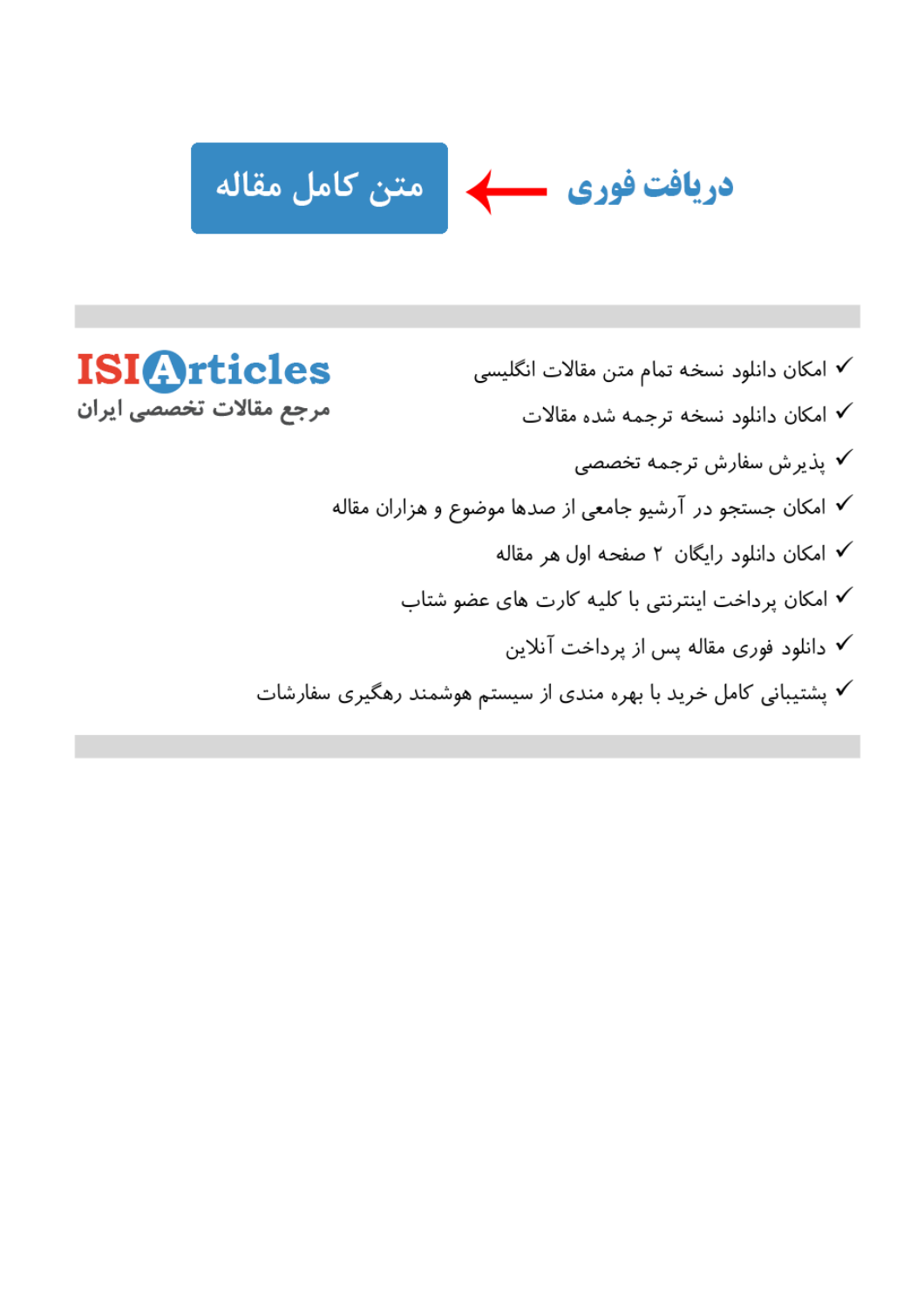دریافت فوری ← متن کامل مقاله

**ISIArticles**
مرجع مقالات تخصصی ایران

- ✓ امکان دانلود نسخه تمام متن مقالات انگلیسی
- ✓ امکان دانلود نسخه ترجمه شده مقالات
- ✓ پذیرش سفارش ترجمه تخصصی
- ✓ امکان جستجو در آرشیو جامعی از صدها موضوع و هزاران مقاله
- ✓ امکان دانلود رایگان ۲ صفحه اول هر مقاله
- ✓ امکان پرداخت اینترنتی با کلیه کارت های عضو شتاب
- ✓ دانلود فوری مقاله پس از پرداخت آنلاین
- ✓ پشتیبانی کامل خرید با بهره مندی از سیستم هوشمند رهگیری سفارشات